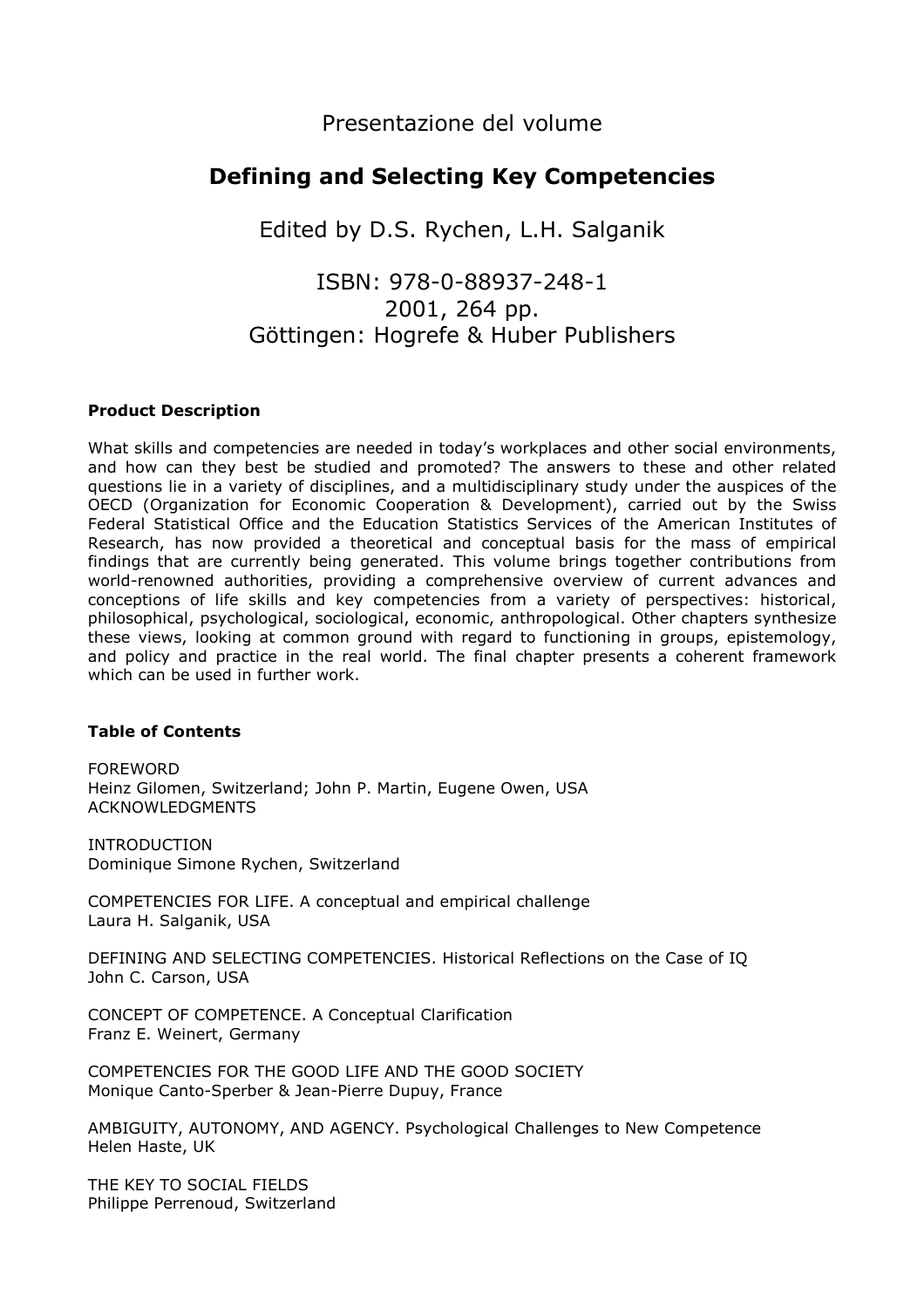Presentazione del volume

# Defining and Selecting Key Competencies

Edited by D.S. Rychen, L.H. Salganik

ISBN: 978-0-88937-248-1
2001, 264 pp.
Göttingen: Hogrefe & Huber Publishers

**Product Description**

What skills and competencies are needed in today's workplaces and other social environments, and how can they best be studied and promoted? The answers to these and other related questions lie in a variety of disciplines, and a multidisciplinary study under the auspices of the OECD (Organization for Economic Cooperation & Development), carried out by the Swiss Federal Statistical Office and the Education Statistics Services of the American Institutes of Research, has now provided a theoretical and conceptual basis for the mass of empirical findings that are currently being generated. This volume brings together contributions from world-renowned authorities, providing a comprehensive overview of current advances and conceptions of life skills and key competencies from a variety of perspectives: historical, philosophical, psychological, sociological, economic, anthropological. Other chapters synthesize these views, looking at common ground with regard to functioning in groups, epistemology, and policy and practice in the real world. The final chapter presents a coherent framework which can be used in further work.

**Table of Contents**

FOREWORD
Heinz Gilomen, Switzerland; John P. Martin, Eugene Owen, USA
ACKNOWLEDGMENTS

INTRODUCTION
Dominique Simone Rychen, Switzerland

COMPETENCIES FOR LIFE. A conceptual and empirical challenge
Laura H. Salganik, USA

DEFINING AND SELECTING COMPETENCIES. Historical Reflections on the Case of IQ
John C. Carson, USA

CONCEPT OF COMPETENCE. A Conceptual Clarification
Franz E. Weinert, Germany

COMPETENCIES FOR THE GOOD LIFE AND THE GOOD SOCIETY
Monique Canto-Sperber & Jean-Pierre Dupuy, France

AMBIGUITY, AUTONOMY, AND AGENCY. Psychological Challenges to New Competence
Helen Haste, UK

THE KEY TO SOCIAL FIELDS
Philippe Perrenoud, Switzerland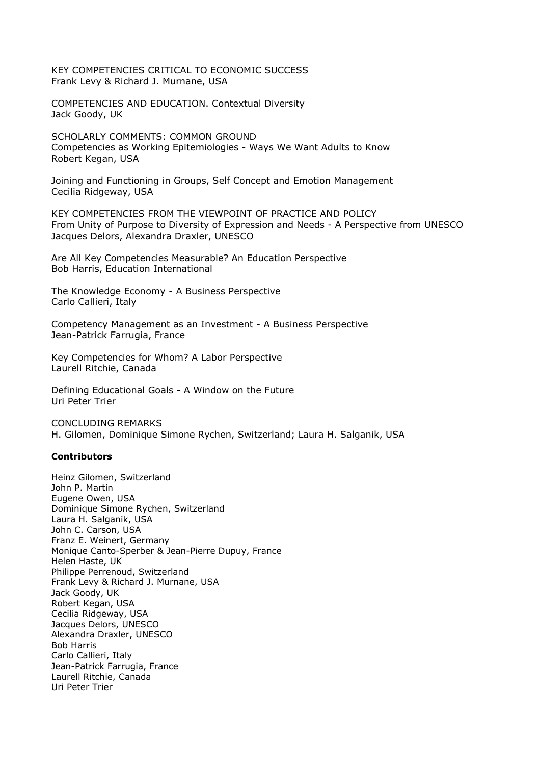KEY COMPETENCIES CRITICAL TO ECONOMIC SUCCESS
Frank Levy & Richard J. Murnane, USA

COMPETENCIES AND EDUCATION. Contextual Diversity
Jack Goody, UK

SCHOLARLY COMMENTS: COMMON GROUND
Competencies as Working Epitemiologies - Ways We Want Adults to Know
Robert Kegan, USA

Joining and Functioning in Groups, Self Concept and Emotion Management
Cecilia Ridgeway, USA

KEY COMPETENCIES FROM THE VIEWPOINT OF PRACTICE AND POLICY
From Unity of Purpose to Diversity of Expression and Needs - A Perspective from UNESCO
Jacques Delors, Alexandra Draxler, UNESCO

Are All Key Competencies Measurable? An Education Perspective
Bob Harris, Education International

The Knowledge Economy - A Business Perspective
Carlo Callieri, Italy

Competency Management as an Investment - A Business Perspective
Jean-Patrick Farrugia, France

Key Competencies for Whom? A Labor Perspective
Laurell Ritchie, Canada

Defining Educational Goals - A Window on the Future
Uri Peter Trier

CONCLUDING REMARKS
H. Gilomen, Dominique Simone Rychen, Switzerland; Laura H. Salganik, USA

**Contributors**

Heinz Gilomen, Switzerland
John P. Martin
Eugene Owen, USA
Dominique Simone Rychen, Switzerland
Laura H. Salganik, USA
John C. Carson, USA
Franz E. Weinert, Germany
Monique Canto-Sperber & Jean-Pierre Dupuy, France
Helen Haste, UK
Philippe Perrenoud, Switzerland
Frank Levy & Richard J. Murnane, USA
Jack Goody, UK
Robert Kegan, USA
Cecilia Ridgeway, USA
Jacques Delors, UNESCO
Alexandra Draxler, UNESCO
Bob Harris
Carlo Callieri, Italy
Jean-Patrick Farrugia, France
Laurell Ritchie, Canada
Uri Peter Trier